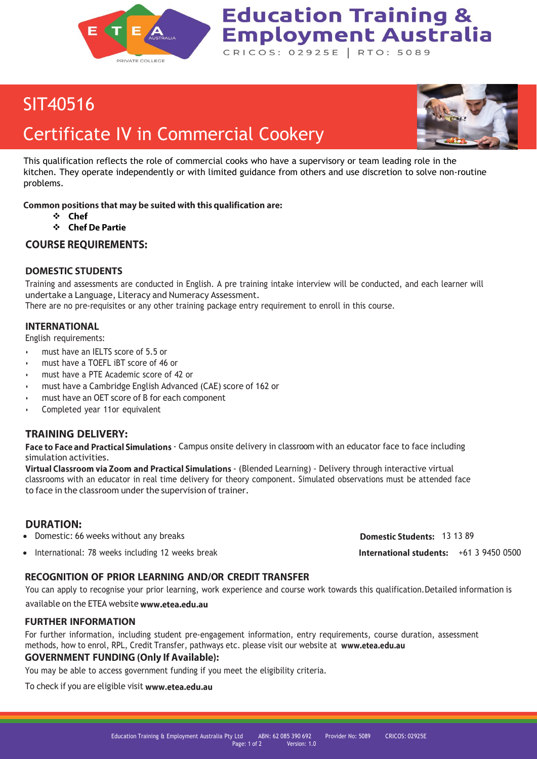Education Training & Employment Australia

CRICOS: 02925E | RTO: 5089

# SIT40516

# Certificate IV in Commercial Cookery

This qualification reflects the role of commercial cooks who have a supervisory or team leading role in the kitchen. They operate independently or with limited guidance from others and use discretion to solve non-routine problems.

**Common positions that may be suited with this qualification are:**

- **Chef**
- **Chef De Partie**

## COURSE REQUIREMENTS:

### DOMESTIC STUDENTS

Training and assessments are conducted in English. A pre training intake interview will be conducted, and each learner will undertake a Language, Literacy and Numeracy Assessment.
There are no pre-requisites or any other training package entry requirement to enroll in this course.

### INTERNATIONAL

English requirements:

- must have an IELTS score of 5.5 or
- must have a TOEFL iBT score of 46 or
- must have a PTE Academic score of 42 or
- must have a Cambridge English Advanced (CAE) score of 162 or
- must have an OET score of B for each component
- Completed year 11or equivalent

## TRAINING DELIVERY:

**Face to Face and Practical Simulations** - Campus onsite delivery in classroom with an educator face to face including simulation activities.
**Virtual Classroom via Zoom and Practical Simulations** - (Blended Learning) - Delivery through interactive virtual classrooms with an educator in real time delivery for theory component. Simulated observations must be attended face to face in the classroom under the supervision of trainer.

## DURATION:

- Domestic: 66 weeks without any breaks
- International: 78 weeks including 12 weeks break

**Domestic Students:** 13 13 89

**International students:** +61 3 9450 0500

### RECOGNITION OF PRIOR LEARNING AND/OR CREDIT TRANSFER

You can apply to recognise your prior learning, work experience and course work towards this qualification. Detailed information is available on the ETEA website **www.etea.edu.au**

### FURTHER INFORMATION

For further information, including student pre-engagement information, entry requirements, course duration, assessment methods, how to enrol, RPL, Credit Transfer, pathways etc. please visit our website at **www.etea.edu.au**

### GOVERNMENT FUNDING (Only If Available):

You may be able to access government funding if you meet the eligibility criteria.

To check if you are eligible visit **www.etea.edu.au**

Education Training & Employment Australia Pty Ltd ABN: 62 085 390 692 Provider No: 5089 CRICOS: 02925E Version: 1.0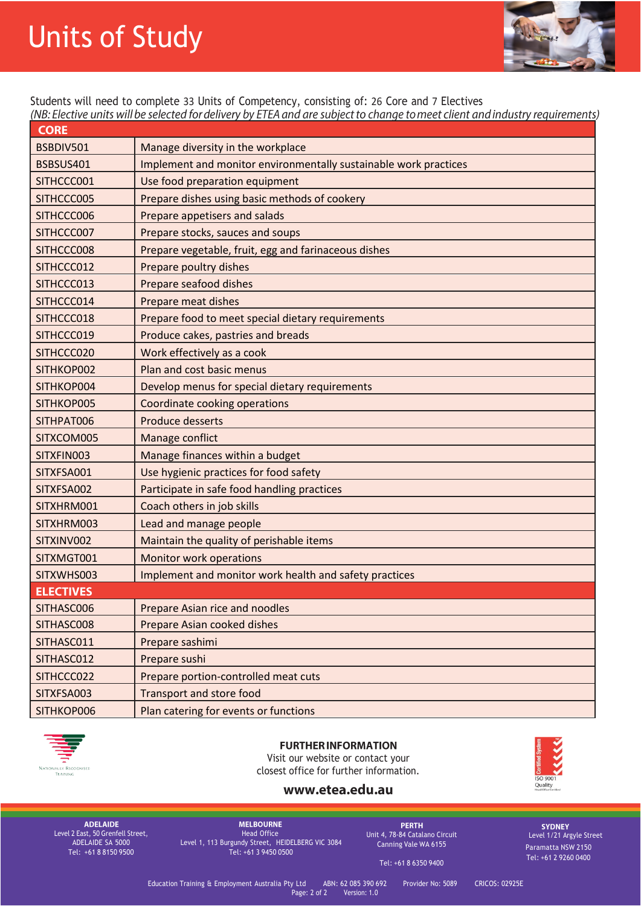# Units of Study

Students will need to complete 33 Units of Competency, consisting of: 26 Core and 7 Electives

*(NB: Elective units will be selected for delivery by ETEA and are subject to change to meet client and industry requirements)*

| | |
|---|---|
| **CORE** | |
| BSBDIV501 | Manage diversity in the workplace |
| BSBSUS401 | Implement and monitor environmentally sustainable work practices |
| SITHCCC001 | Use food preparation equipment |
| SITHCCC005 | Prepare dishes using basic methods of cookery |
| SITHCCC006 | Prepare appetisers and salads |
| SITHCCC007 | Prepare stocks, sauces and soups |
| SITHCCC008 | Prepare vegetable, fruit, egg and farinaceous dishes |
| SITHCCC012 | Prepare poultry dishes |
| SITHCCC013 | Prepare seafood dishes |
| SITHCCC014 | Prepare meat dishes |
| SITHCCC018 | Prepare food to meet special dietary requirements |
| SITHCCC019 | Produce cakes, pastries and breads |
| SITHCCC020 | Work effectively as a cook |
| SITHKOP002 | Plan and cost basic menus |
| SITHKOP004 | Develop menus for special dietary requirements |
| SITHKOP005 | Coordinate cooking operations |
| SITHPAT006 | Produce desserts |
| SITXCOM005 | Manage conflict |
| SITXFIN003 | Manage finances within a budget |
| SITXFSA001 | Use hygienic practices for food safety |
| SITXFSA002 | Participate in safe food handling practices |
| SITXHRM001 | Coach others in job skills |
| SITXHRM003 | Lead and manage people |
| SITXINV002 | Maintain the quality of perishable items |
| SITXMGT001 | Monitor work operations |
| SITXWHS003 | Implement and monitor work health and safety practices |
| **ELECTIVES** | |
| SITHASC006 | Prepare Asian rice and noodles |
| SITHASC008 | Prepare Asian cooked dishes |
| SITHASC011 | Prepare sashimi |
| SITHASC012 | Prepare sushi |
| SITHCCC022 | Prepare portion-controlled meat cuts |
| SITXFSA003 | Transport and store food |
| SITHKOP006 | Plan catering for events or functions |

**FURTHER INFORMATION**

Visit our website or contact your closest office for further information.

**www.etea.edu.au**

**ADELAIDE**
Level 2 East, 50 Grenfell Street,
ADELAIDE SA 5000
Tel: +61 8 8150 9500

**MELBOURNE**
Head Office
Level 1, 113 Burgundy Street, HEIDELBERG VIC 3084
Tel: +61 3 9450 0500

**PERTH**
Unit 4, 78-84 Catalano Circuit
Canning Vale WA 6155
Tel: +61 8 6350 9400

**SYDNEY**
Level 1/21 Argyle Street
Paramatta NSW 2150
Tel: +61 2 9260 0400

Education Training & Employment Australia Pty Ltd ABN: 62 085 390 692 Provider No: 5089 CRICOS: 02925E
Version: 1.0